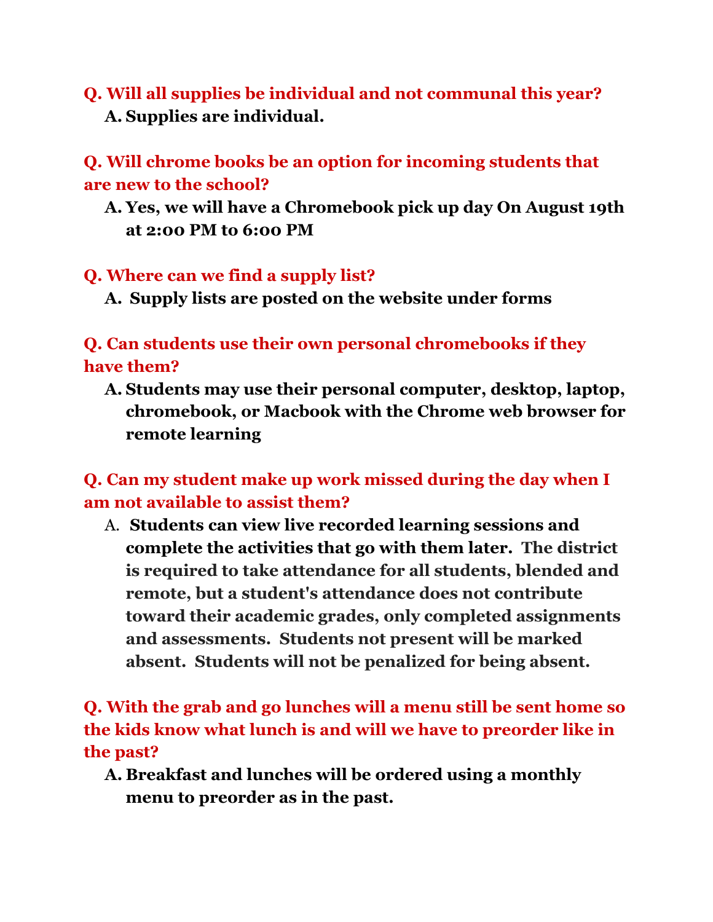**Q. Will all supplies be individual and not communal this year?**

**A. Supplies are individual.**

**Q. Will chrome books be an option for incoming students that are new to the school?**

**A. Yes, we will have a Chromebook pick up day On August 19th at 2:00 PM to 6:00 PM**

**Q. Where can we find a supply list?**

**A. Supply lists are posted on the website under forms**

**Q. Can students use their own personal chromebooks if they have them?**

**A. Students may use their personal computer, desktop, laptop, chromebook, or Macbook with the Chrome web browser for remote learning**

**Q. Can my student make up work missed during the day when I am not available to assist them?**

A. **Students can view live recorded learning sessions and complete the activities that go with them later. The district is required to take attendance for all students, blended and remote, but a student's attendance does not contribute toward their academic grades, only completed assignments and assessments. Students not present will be marked absent. Students will not be penalized for being absent.**

**Q. With the grab and go lunches will a menu still be sent home so the kids know what lunch is and will we have to preorder like in the past?**

**A. Breakfast and lunches will be ordered using a monthly menu to preorder as in the past.**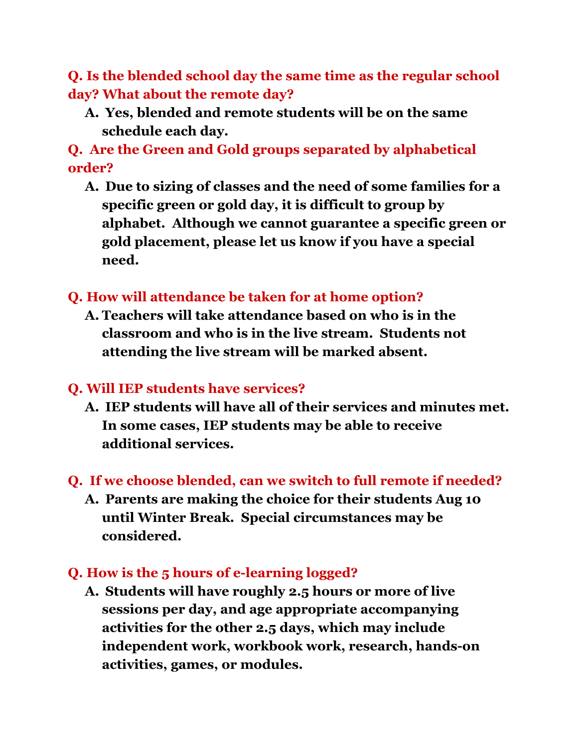**Q. Is the blended school day the same time as the regular school day? What about the remote day?**

**A. Yes, blended and remote students will be on the same schedule each day.**

**Q. Are the Green and Gold groups separated by alphabetical order?**

**A. Due to sizing of classes and the need of some families for a specific green or gold day, it is difficult to group by alphabet. Although we cannot guarantee a specific green or gold placement, please let us know if you have a special need.**

**Q. How will attendance be taken for at home option?**

**A. Teachers will take attendance based on who is in the classroom and who is in the live stream. Students not attending the live stream will be marked absent.**

**Q. Will IEP students have services?**

**A. IEP students will have all of their services and minutes met. In some cases, IEP students may be able to receive additional services.**

**Q. If we choose blended, can we switch to full remote if needed?**

**A. Parents are making the choice for their students Aug 10 until Winter Break. Special circumstances may be considered.**

**Q. How is the 5 hours of e-learning logged?**

**A. Students will have roughly 2.5 hours or more of live sessions per day, and age appropriate accompanying activities for the other 2.5 days, which may include independent work, workbook work, research, hands-on activities, games, or modules.**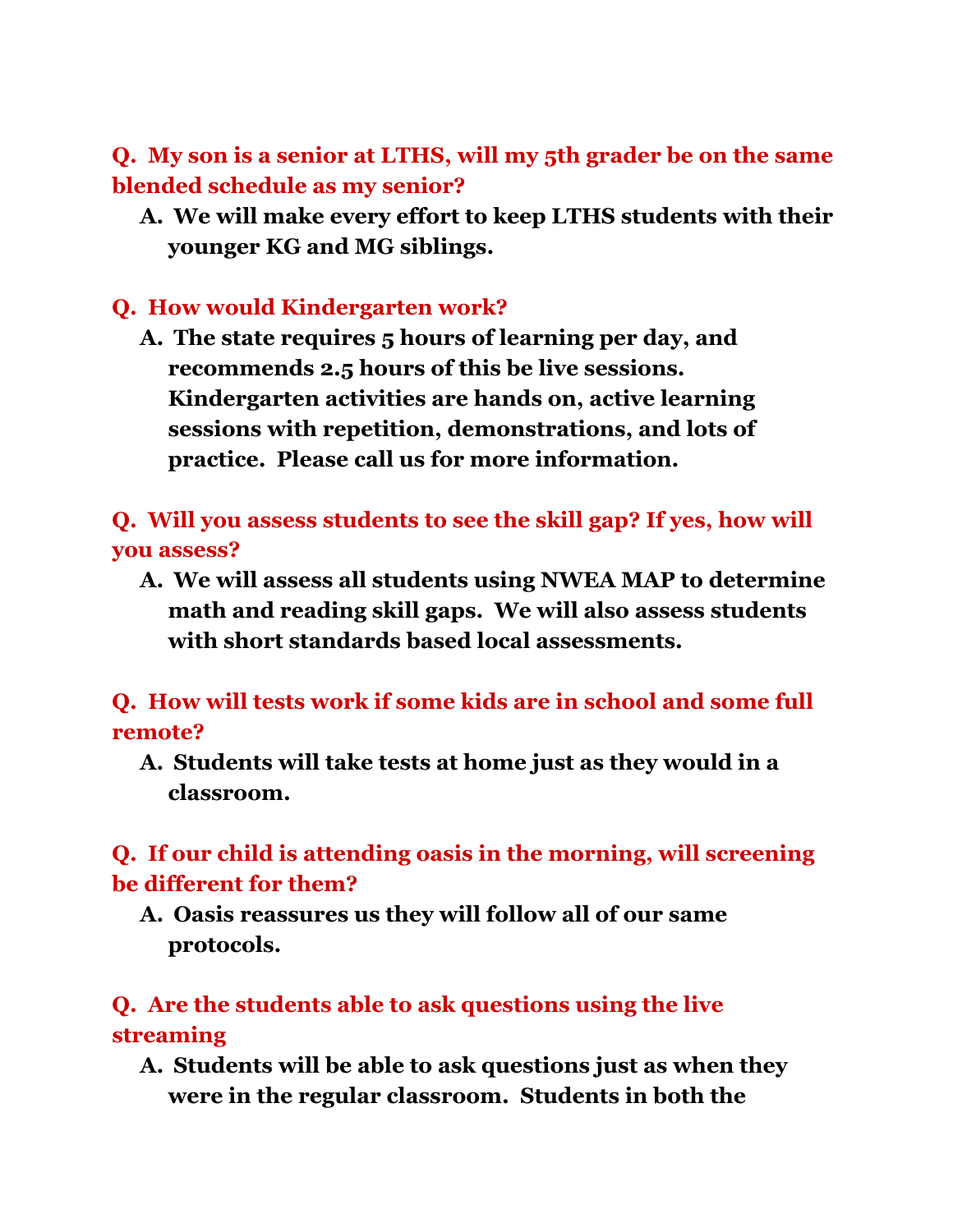**Q. My son is a senior at LTHS, will my 5th grader be on the same blended schedule as my senior?**

**A. We will make every effort to keep LTHS students with their younger KG and MG siblings.**

**Q. How would Kindergarten work?**

**A. The state requires 5 hours of learning per day, and recommends 2.5 hours of this be live sessions. Kindergarten activities are hands on, active learning sessions with repetition, demonstrations, and lots of practice. Please call us for more information.**

**Q. Will you assess students to see the skill gap? If yes, how will you assess?**

**A. We will assess all students using NWEA MAP to determine math and reading skill gaps. We will also assess students with short standards based local assessments.**

**Q. How will tests work if some kids are in school and some full remote?**

**A. Students will take tests at home just as they would in a classroom.**

**Q. If our child is attending oasis in the morning, will screening be different for them?**

**A. Oasis reassures us they will follow all of our same protocols.**

**Q. Are the students able to ask questions using the live streaming**

**A. Students will be able to ask questions just as when they were in the regular classroom. Students in both the**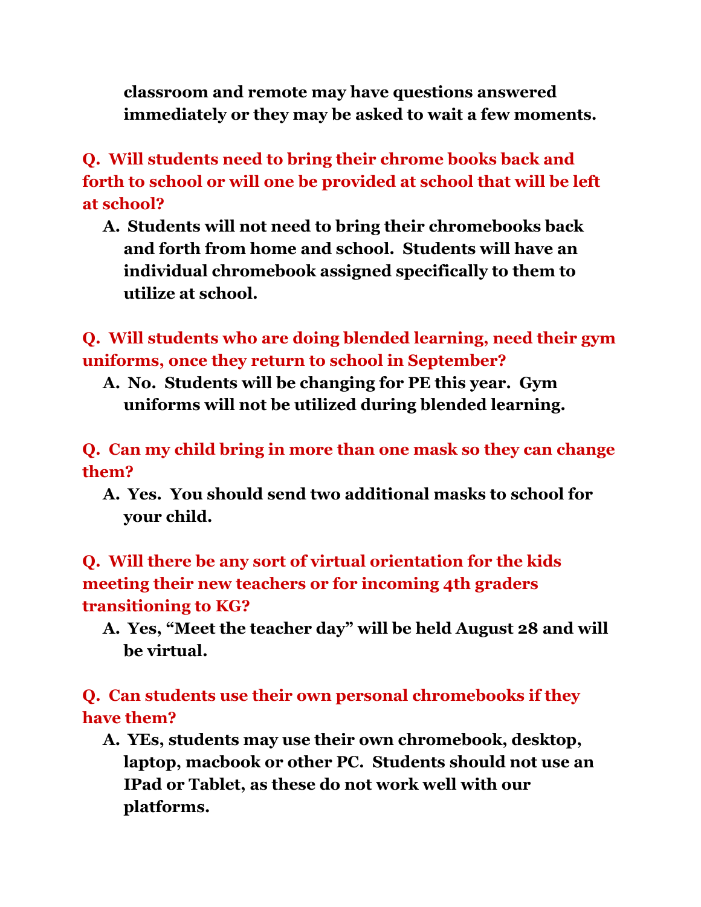classroom and remote may have questions answered immediately or they may be asked to wait a few moments.

**Q. Will students need to bring their chrome books back and forth to school or will one be provided at school that will be left at school?**

**A. Students will not need to bring their chromebooks back and forth from home and school. Students will have an individual chromebook assigned specifically to them to utilize at school.**

**Q. Will students who are doing blended learning, need their gym uniforms, once they return to school in September?**

**A. No. Students will be changing for PE this year. Gym uniforms will not be utilized during blended learning.**

**Q. Can my child bring in more than one mask so they can change them?**

**A. Yes. You should send two additional masks to school for your child.**

**Q. Will there be any sort of virtual orientation for the kids meeting their new teachers or for incoming 4th graders transitioning to KG?**

**A. Yes, "Meet the teacher day" will be held August 28 and will be virtual.**

**Q. Can students use their own personal chromebooks if they have them?**

**A. YEs, students may use their own chromebook, desktop, laptop, macbook or other PC. Students should not use an IPad or Tablet, as these do not work well with our platforms.**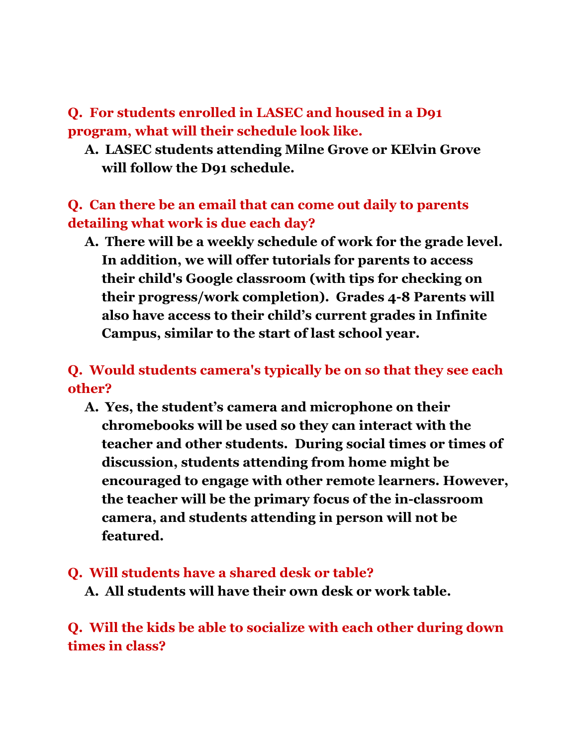**Q. For students enrolled in LASEC and housed in a D91 program, what will their schedule look like.**

**A. LASEC students attending Milne Grove or KElvin Grove will follow the D91 schedule.**

**Q. Can there be an email that can come out daily to parents detailing what work is due each day?**

**A. There will be a weekly schedule of work for the grade level. In addition, we will offer tutorials for parents to access their child's Google classroom (with tips for checking on their progress/work completion). Grades 4-8 Parents will also have access to their child's current grades in Infinite Campus, similar to the start of last school year.**

**Q. Would students camera's typically be on so that they see each other?**

**A. Yes, the student's camera and microphone on their chromebooks will be used so they can interact with the teacher and other students. During social times or times of discussion, students attending from home might be encouraged to engage with other remote learners. However, the teacher will be the primary focus of the in-classroom camera, and students attending in person will not be featured.**

**Q. Will students have a shared desk or table?**

**A. All students will have their own desk or work table.**

**Q. Will the kids be able to socialize with each other during down times in class?**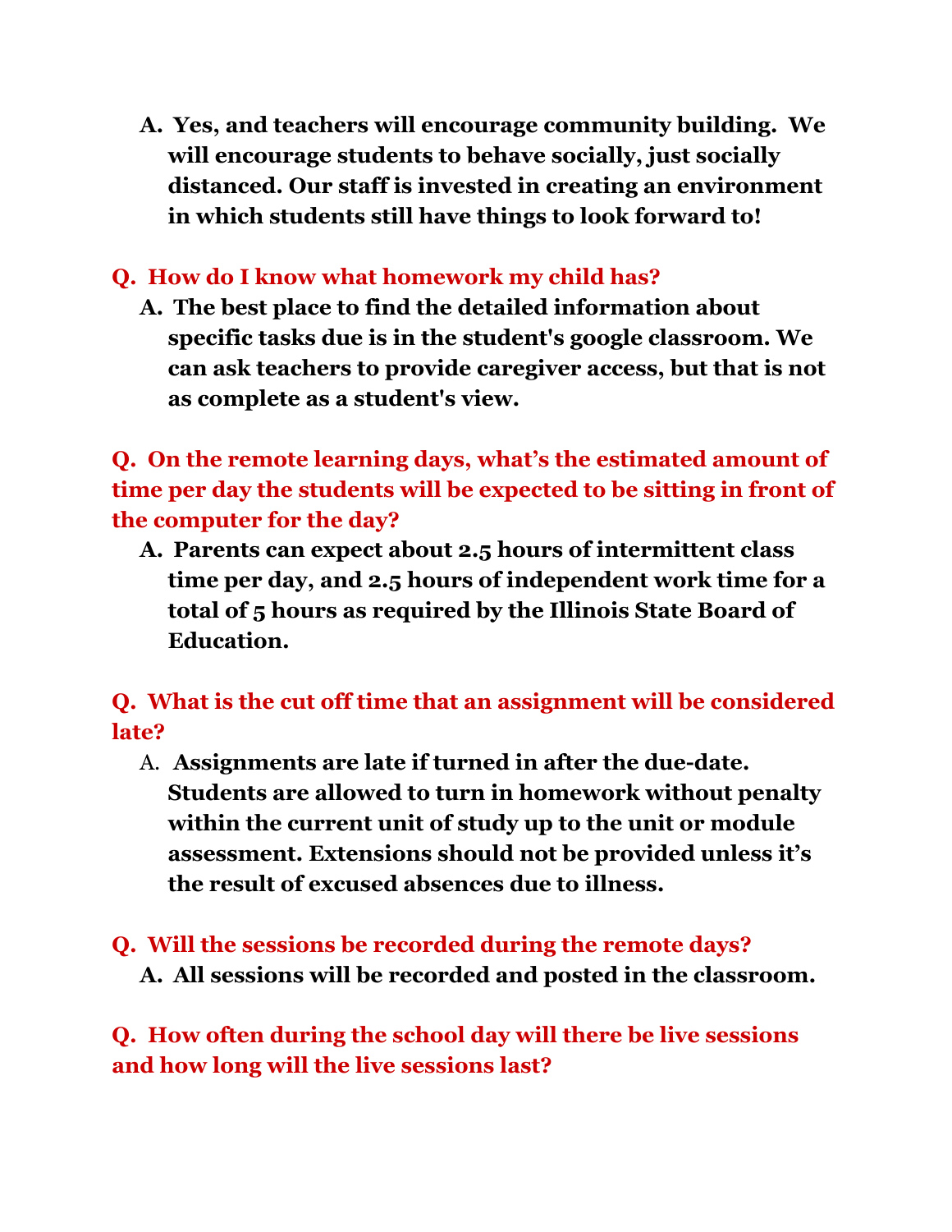A. **Yes, and teachers will encourage community building. We will encourage students to behave socially, just socially distanced. Our staff is invested in creating an environment in which students still have things to look forward to!**

**Q. How do I know what homework my child has?**

A. **The best place to find the detailed information about specific tasks due is in the student's google classroom. We can ask teachers to provide caregiver access, but that is not as complete as a student's view.**

**Q. On the remote learning days, what's the estimated amount of time per day the students will be expected to be sitting in front of the computer for the day?**

A. **Parents can expect about 2.5 hours of intermittent class time per day, and 2.5 hours of independent work time for a total of 5 hours as required by the Illinois State Board of Education.**

**Q. What is the cut off time that an assignment will be considered late?**

A. **Assignments are late if turned in after the due-date. Students are allowed to turn in homework without penalty within the current unit of study up to the unit or module assessment. Extensions should not be provided unless it's the result of excused absences due to illness.**

**Q. Will the sessions be recorded during the remote days?**

A. **All sessions will be recorded and posted in the classroom.**

**Q. How often during the school day will there be live sessions and how long will the live sessions last?**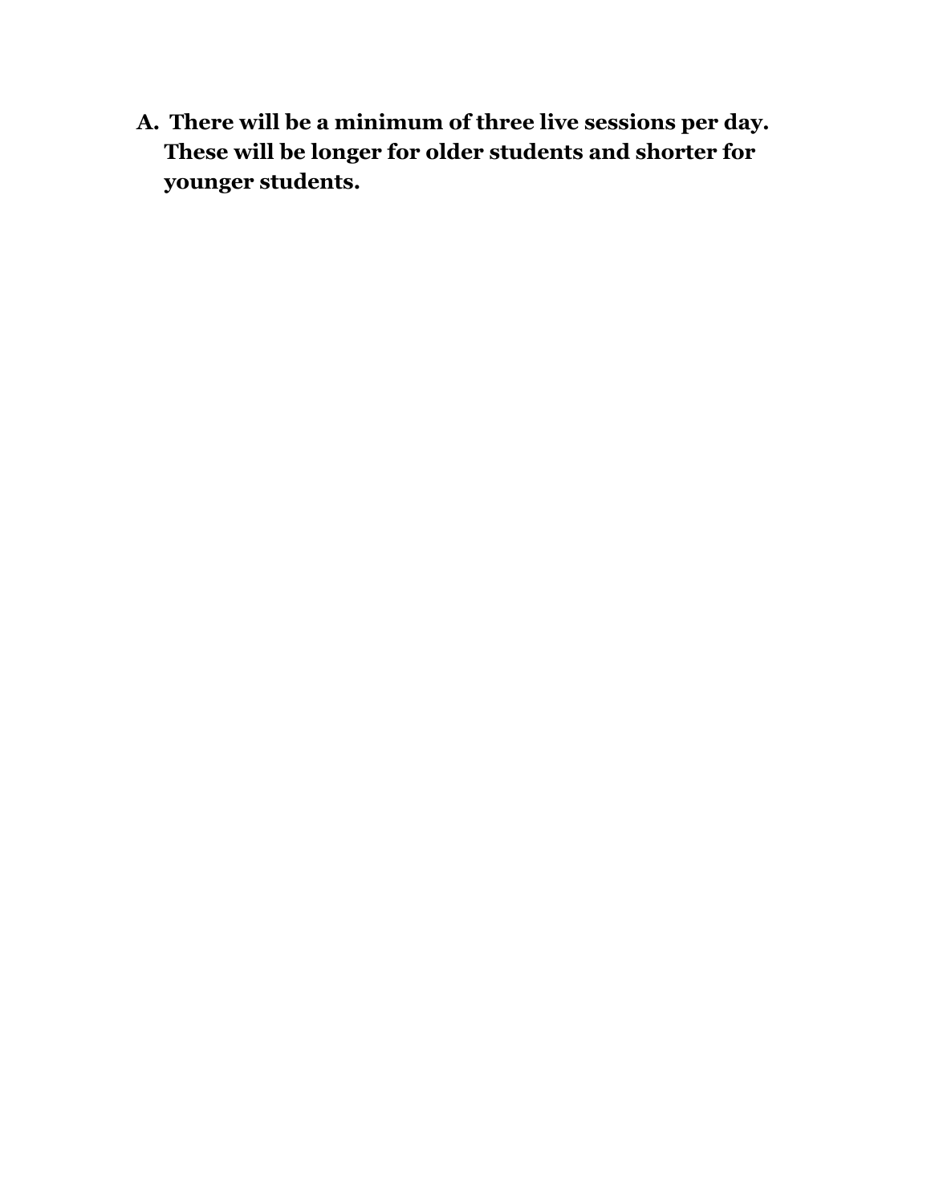A. **There will be a minimum of three live sessions per day. These will be longer for older students and shorter for younger students.**